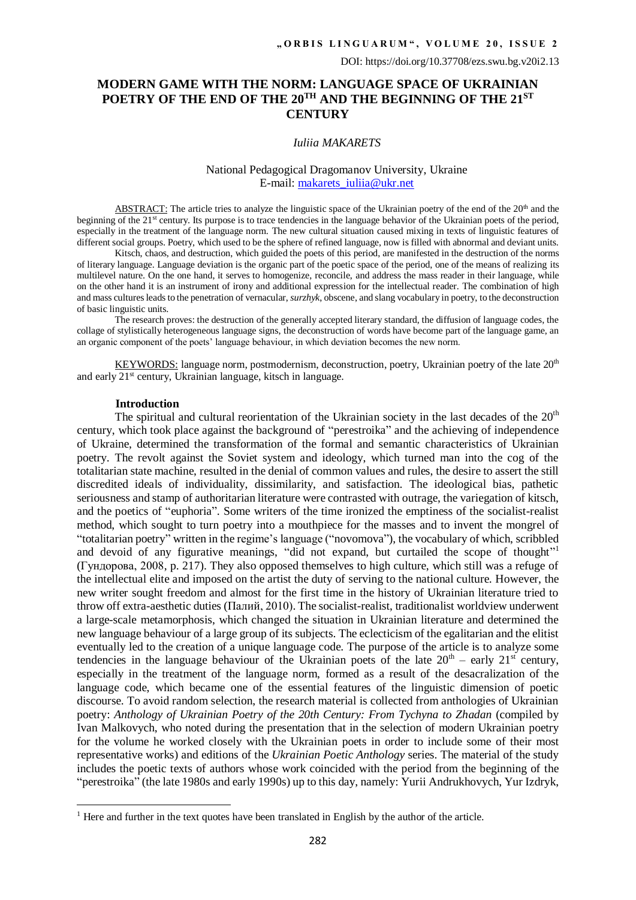DOI: https://doi.org/10.37708/ezs.swu.bg.v20i2.13

# MODERN GAME WITH THE NORM: LANGUAGE SPACE OF UKRAINIAN POETRY OF THE END OF THE 20TH AND THE BEGINNING OF THE 21ST CENTURY

*Iuliia MAKARETS*

National Pedagogical Dragomanov University, Ukraine
E-mail: makarets_iuliia@ukr.net

ABSTRACT: The article tries to analyze the linguistic space of the Ukrainian poetry of the end of the 20th and the beginning of the 21st century. Its purpose is to trace tendencies in the language behavior of the Ukrainian poets of the period, especially in the treatment of the language norm. The new cultural situation caused mixing in texts of linguistic features of different social groups. Poetry, which used to be the sphere of refined language, now is filled with abnormal and deviant units.

Kitsch, chaos, and destruction, which guided the poets of this period, are manifested in the destruction of the norms of literary language. Language deviation is the organic part of the poetic space of the period, one of the means of realizing its multilevel nature. On the one hand, it serves to homogenize, reconcile, and address the mass reader in their language, while on the other hand it is an instrument of irony and additional expression for the intellectual reader. The combination of high and mass cultures leads to the penetration of vernacular, *surzhyk*, obscene, and slang vocabulary in poetry, to the deconstruction of basic linguistic units.

The research proves: the destruction of the generally accepted literary standard, the diffusion of language codes, the collage of stylistically heterogeneous language signs, the deconstruction of words have become part of the language game, an an organic component of the poets' language behaviour, in which deviation becomes the new norm.

KEYWORDS: language norm, postmodernism, deconstruction, poetry, Ukrainian poetry of the late 20th and early 21st century, Ukrainian language, kitsch in language.

## Introduction

The spiritual and cultural reorientation of the Ukrainian society in the last decades of the 20th century, which took place against the background of "perestroika" and the achieving of independence of Ukraine, determined the transformation of the formal and semantic characteristics of Ukrainian poetry. The revolt against the Soviet system and ideology, which turned man into the cog of the totalitarian state machine, resulted in the denial of common values and rules, the desire to assert the still discredited ideals of individuality, dissimilarity, and satisfaction. The ideological bias, pathetic seriousness and stamp of authoritarian literature were contrasted with outrage, the variegation of kitsch, and the poetics of "euphoria". Some writers of the time ironized the emptiness of the socialist-realist method, which sought to turn poetry into a mouthpiece for the masses and to invent the mongrel of "totalitarian poetry" written in the regime's language ("novomova"), the vocabulary of which, scribbled and devoid of any figurative meanings, "did not expand, but curtailed the scope of thought"[1] (Гундорова, 2008, p. 217). They also opposed themselves to high culture, which still was a refuge of the intellectual elite and imposed on the artist the duty of serving to the national culture. However, the new writer sought freedom and almost for the first time in the history of Ukrainian literature tried to throw off extra-aesthetic duties (Палий, 2010). The socialist-realist, traditionalist worldview underwent a large-scale metamorphosis, which changed the situation in Ukrainian literature and determined the new language behaviour of a large group of its subjects. The eclecticism of the egalitarian and the elitist eventually led to the creation of a unique language code. The purpose of the article is to analyze some tendencies in the language behaviour of the Ukrainian poets of the late 20th – early 21st century, especially in the treatment of the language norm, formed as a result of the desacralization of the language code, which became one of the essential features of the linguistic dimension of poetic discourse. To avoid random selection, the research material is collected from anthologies of Ukrainian poetry: *Anthology of Ukrainian Poetry of the 20th Century: From Tychyna to Zhadan* (compiled by Ivan Malkovych, who noted during the presentation that in the selection of modern Ukrainian poetry for the volume he worked closely with the Ukrainian poets in order to include some of their most representative works) and editions of the *Ukrainian Poetic Anthology* series. The material of the study includes the poetic texts of authors whose work coincided with the period from the beginning of the "perestroika" (the late 1980s and early 1990s) up to this day, namely: Yurii Andrukhovych, Yur Izdryk,

[1] Here and further in the text quotes have been translated in English by the author of the article.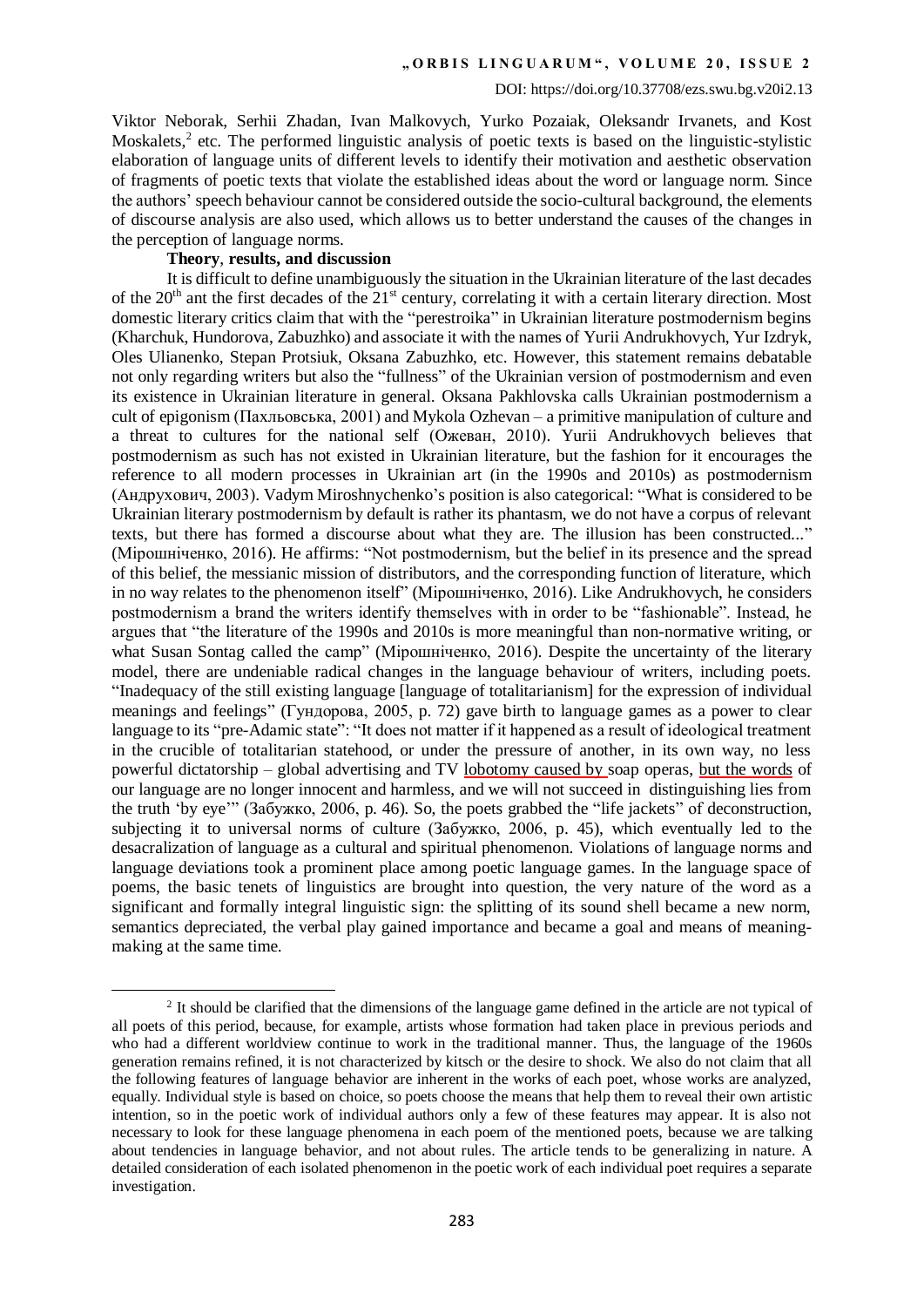Viktor Neborak, Serhii Zhadan, Ivan Malkovych, Yurko Pozaiak, Oleksandr Irvanets, and Kost Moskalets,[2] etc. The performed linguistic analysis of poetic texts is based on the linguistic-stylistic elaboration of language units of different levels to identify their motivation and aesthetic observation of fragments of poetic texts that violate the established ideas about the word or language norm. Since the authors' speech behaviour cannot be considered outside the socio-cultural background, the elements of discourse analysis are also used, which allows us to better understand the causes of the changes in the perception of language norms.

**Theory, results, and discussion**

It is difficult to define unambiguously the situation in the Ukrainian literature of the last decades of the 20th ant the first decades of the 21st century, correlating it with a certain literary direction. Most domestic literary critics claim that with the "perestroika" in Ukrainian literature postmodernism begins (Kharchuk, Hundorova, Zabuzhko) and associate it with the names of Yurii Andrukhovych, Yur Izdryk, Oles Ulianenko, Stepan Protsiuk, Oksana Zabuzhko, etc. However, this statement remains debatable not only regarding writers but also the "fullness" of the Ukrainian version of postmodernism and even its existence in Ukrainian literature in general. Oksana Pakhlovska calls Ukrainian postmodernism a cult of epigonism (Пахльовська, 2001) and Mykola Ozhevan – a primitive manipulation of culture and a threat to cultures for the national self (Ожеван, 2010). Yurii Andrukhovych believes that postmodernism as such has not existed in Ukrainian literature, but the fashion for it encourages the reference to all modern processes in Ukrainian art (in the 1990s and 2010s) as postmodernism (Андрухович, 2003). Vadym Miroshnychenko's position is also categorical: "What is considered to be Ukrainian literary postmodernism by default is rather its phantasm, we do not have a corpus of relevant texts, but there has formed a discourse about what they are. The illusion has been constructed..." (Мірошніченко, 2016). He affirms: "Not postmodernism, but the belief in its presence and the spread of this belief, the messianic mission of distributors, and the corresponding function of literature, which in no way relates to the phenomenon itself" (Мірошніченко, 2016). Like Andrukhovych, he considers postmodernism a brand the writers identify themselves with in order to be "fashionable". Instead, he argues that "the literature of the 1990s and 2010s is more meaningful than non-normative writing, or what Susan Sontag called the camp" (Мірошніченко, 2016). Despite the uncertainty of the literary model, there are undeniable radical changes in the language behaviour of writers, including poets. "Inadequacy of the still existing language [language of totalitarianism] for the expression of individual meanings and feelings" (Гундорова, 2005, p. 72) gave birth to language games as a power to clear language to its "pre-Adamic state": "It does not matter if it happened as a result of ideological treatment in the crucible of totalitarian statehood, or under the pressure of another, in its own way, no less powerful dictatorship – global advertising and TV lobotomy caused by soap operas, but the words of our language are no longer innocent and harmless, and we will not succeed in distinguishing lies from the truth 'by eye'" (Забужко, 2006, p. 46). So, the poets grabbed the "life jackets" of deconstruction, subjecting it to universal norms of culture (Забужко, 2006, p. 45), which eventually led to the desacralization of language as a cultural and spiritual phenomenon. Violations of language norms and language deviations took a prominent place among poetic language games. In the language space of poems, the basic tenets of linguistics are brought into question, the very nature of the word as a significant and formally integral linguistic sign: the splitting of its sound shell became a new norm, semantics depreciated, the verbal play gained importance and became a goal and means of meaning-making at the same time.

---

[2] It should be clarified that the dimensions of the language game defined in the article are not typical of all poets of this period, because, for example, artists whose formation had taken place in previous periods and who had a different worldview continue to work in the traditional manner. Thus, the language of the 1960s generation remains refined, it is not characterized by kitsch or the desire to shock. We also do not claim that all the following features of language behavior are inherent in the works of each poet, whose works are analyzed, equally. Individual style is based on choice, so poets choose the means that help them to reveal their own artistic intention, so in the poetic work of individual authors only a few of these features may appear. It is also not necessary to look for these language phenomena in each poem of the mentioned poets, because we are talking about tendencies in language behavior, and not about rules. The article tends to be generalizing in nature. A detailed consideration of each isolated phenomenon in the poetic work of each individual poet requires a separate investigation.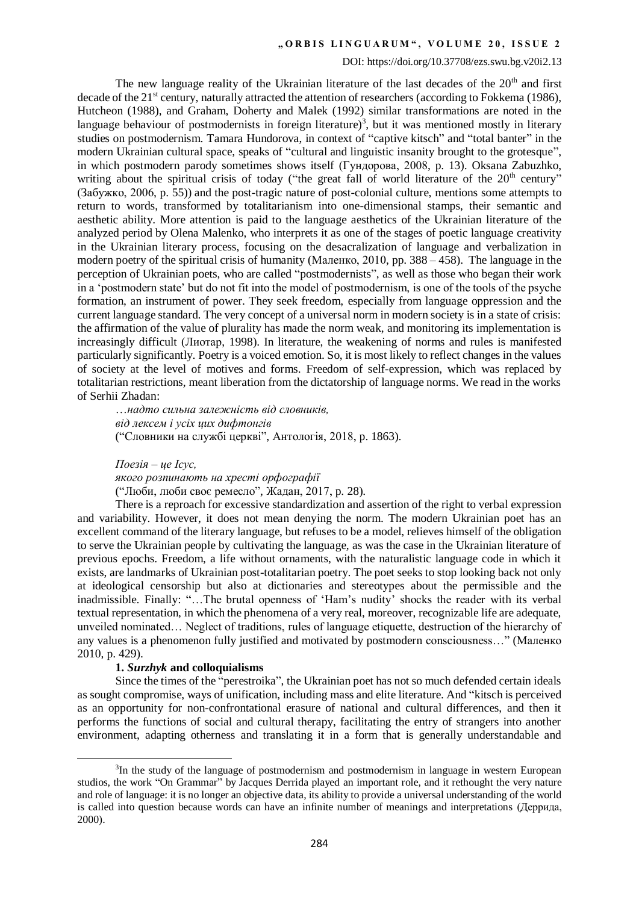The new language reality of the Ukrainian literature of the last decades of the 20th and first decade of the 21st century, naturally attracted the attention of researchers (according to Fokkema (1986), Hutcheon (1988), and Graham, Doherty and Malek (1992) similar transformations are noted in the language behaviour of postmodernists in foreign literature)[3], but it was mentioned mostly in literary studies on postmodernism. Tamara Hundorova, in context of "captive kitsch" and "total banter" in the modern Ukrainian cultural space, speaks of "cultural and linguistic insanity brought to the grotesque", in which postmodern parody sometimes shows itself (Гундорова, 2008, p. 13). Oksana Zabuzhko, writing about the spiritual crisis of today ("the great fall of world literature of the 20th century" (Забужко, 2006, p. 55)) and the post-tragic nature of post-colonial culture, mentions some attempts to return to words, transformed by totalitarianism into one-dimensional stamps, their semantic and aesthetic ability. More attention is paid to the language aesthetics of the Ukrainian literature of the analyzed period by Olena Malenko, who interprets it as one of the stages of poetic language creativity in the Ukrainian literary process, focusing on the desacralization of language and verbalization in modern poetry of the spiritual crisis of humanity (Маленко, 2010, pp. 388 – 458). The language in the perception of Ukrainian poets, who are called "postmodernists", as well as those who began their work in a 'postmodern state' but do not fit into the model of postmodernism, is one of the tools of the psyche formation, an instrument of power. They seek freedom, especially from language oppression and the current language standard. The very concept of a universal norm in modern society is in a state of crisis: the affirmation of the value of plurality has made the norm weak, and monitoring its implementation is increasingly difficult (Лиотар, 1998). In literature, the weakening of norms and rules is manifested particularly significantly. Poetry is a voiced emotion. So, it is most likely to reflect changes in the values of society at the level of motives and forms. Freedom of self-expression, which was replaced by totalitarian restrictions, meant liberation from the dictatorship of language norms. We read in the works of Serhii Zhadan:

*…надто сильна залежність від словників,*
*від лексем і усіх цих дифтонгів*
("Словники на службі церкві", Антологія, 2018, p. 1863).

*Поезія – це Ісус,*
*якого розпинають на хресті орфографії*
("Люби, люби своє ремесло", Жадан, 2017, p. 28).

There is a reproach for excessive standardization and assertion of the right to verbal expression and variability. However, it does not mean denying the norm. The modern Ukrainian poet has an excellent command of the literary language, but refuses to be a model, relieves himself of the obligation to serve the Ukrainian people by cultivating the language, as was the case in the Ukrainian literature of previous epochs. Freedom, a life without ornaments, with the naturalistic language code in which it exists, are landmarks of Ukrainian post-totalitarian poetry. The poet seeks to stop looking back not only at ideological censorship but also at dictionaries and stereotypes about the permissible and the inadmissible. Finally: "…The brutal openness of 'Ham's nudity' shocks the reader with its verbal textual representation, in which the phenomena of a very real, moreover, recognizable life are adequate, unveiled nominated… Neglect of traditions, rules of language etiquette, destruction of the hierarchy of any values is a phenomenon fully justified and motivated by postmodern consciousness…" (Маленко 2010, p. 429).

### 1. *Surzhyk* and colloquialisms

Since the times of the "perestroika", the Ukrainian poet has not so much defended certain ideals as sought compromise, ways of unification, including mass and elite literature. And "kitsch is perceived as an opportunity for non-confrontational erasure of national and cultural differences, and then it performs the functions of social and cultural therapy, facilitating the entry of strangers into another environment, adapting otherness and translating it in a form that is generally understandable and

---

[3] In the study of the language of postmodernism and postmodernism in language in western European studios, the work "On Grammar" by Jacques Derrida played an important role, and it rethought the very nature and role of language: it is no longer an objective data, its ability to provide a universal understanding of the world is called into question because words can have an infinite number of meanings and interpretations (Деррида, 2000).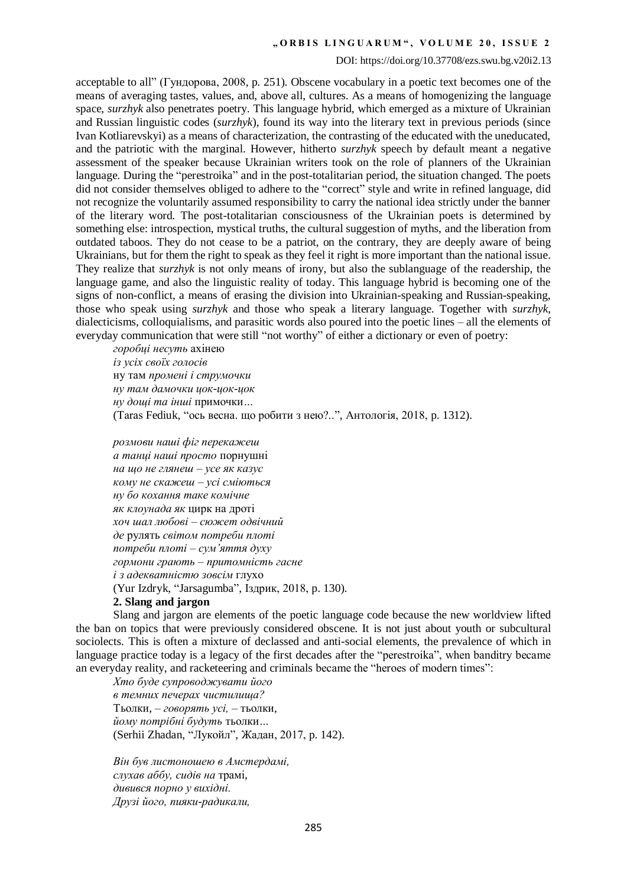acceptable to all" (Гундорова, 2008, p. 251). Obscene vocabulary in a poetic text becomes one of the means of averaging tastes, values, and, above all, cultures. As a means of homogenizing the language space, *surzhyk* also penetrates poetry. This language hybrid, which emerged as a mixture of Ukrainian and Russian linguistic codes (*surzhyk*), found its way into the literary text in previous periods (since Ivan Kotliarevskyi) as a means of characterization, the contrasting of the educated with the uneducated, and the patriotic with the marginal. However, hitherto *surzhyk* speech by default meant a negative assessment of the speaker because Ukrainian writers took on the role of planners of the Ukrainian language. During the "perestroika" and in the post-totalitarian period, the situation changed. The poets did not consider themselves obliged to adhere to the "correct" style and write in refined language, did not recognize the voluntarily assumed responsibility to carry the national idea strictly under the banner of the literary word. The post-totalitarian consciousness of the Ukrainian poets is determined by something else: introspection, mystical truths, the cultural suggestion of myths, and the liberation from outdated taboos. They do not cease to be a patriot, on the contrary, they are deeply aware of being Ukrainians, but for them the right to speak as they feel it right is more important than the national issue. They realize that *surzhyk* is not only means of irony, but also the sublanguage of the readership, the language game, and also the linguistic reality of today. This language hybrid is becoming one of the signs of non-conflict, a means of erasing the division into Ukrainian-speaking and Russian-speaking, those who speak using *surzhyk* and those who speak a literary language. Together with *surzhyk*, dialecticisms, colloquialisms, and parasitic words also poured into the poetic lines – all the elements of everyday communication that were still "not worthy" of either a dictionary or even of poetry:

*горобці несуть* ахінею
*із усіх своїх голосів*
ну там *промені і струмочки*
*ну там дамочки цок-цок-цок*
*ну дощі та інші* примочки...
(Taras Fediuk, "ось весна. що робити з нею?..", Антологія, 2018, p. 1312).

*розмови наші фіг перекажеш*
*а танці наші просто* порнушні
*на що не глянеш – усе як казус*
*кому не скажеш – усі сміються*
*ну бо кохання таке комічне*
*як клоунада як* цирк на дроті
*хоч шал любові – сюжет одвічний*
*де* рулять *світом потреби плоті*
*потреби плоті – сум'яття духу*
*гормони грають – притомність гасне*
*і з адекватністю зовсім* глухо
(Yur Izdryk, "Jarsagumba", Іздрик, 2018, p. 130).

**2. Slang and jargon**

Slang and jargon are elements of the poetic language code because the new worldview lifted the ban on topics that were previously considered obscene. It is not just about youth or subcultural sociolects. This is often a mixture of declassed and anti-social elements, the prevalence of which in language practice today is a legacy of the first decades after the "perestroika", when banditry became an everyday reality, and racketeering and criminals became the "heroes of modern times":

*Хто буде супроводжувати його*
*в темних печерах чистилища?*
Тьолки, *– говорять усі,* – тьолки,
*йому потрібні будуть* тьолки...
(Serhii Zhadan, "Лукойл", Жадан, 2017, p. 142).

*Він був листоношею в Амстердамі,*
*слухав аббу, сидів на* трамі,
*дивився порно у вихідні.*
*Друзі його, пияки-радикали,*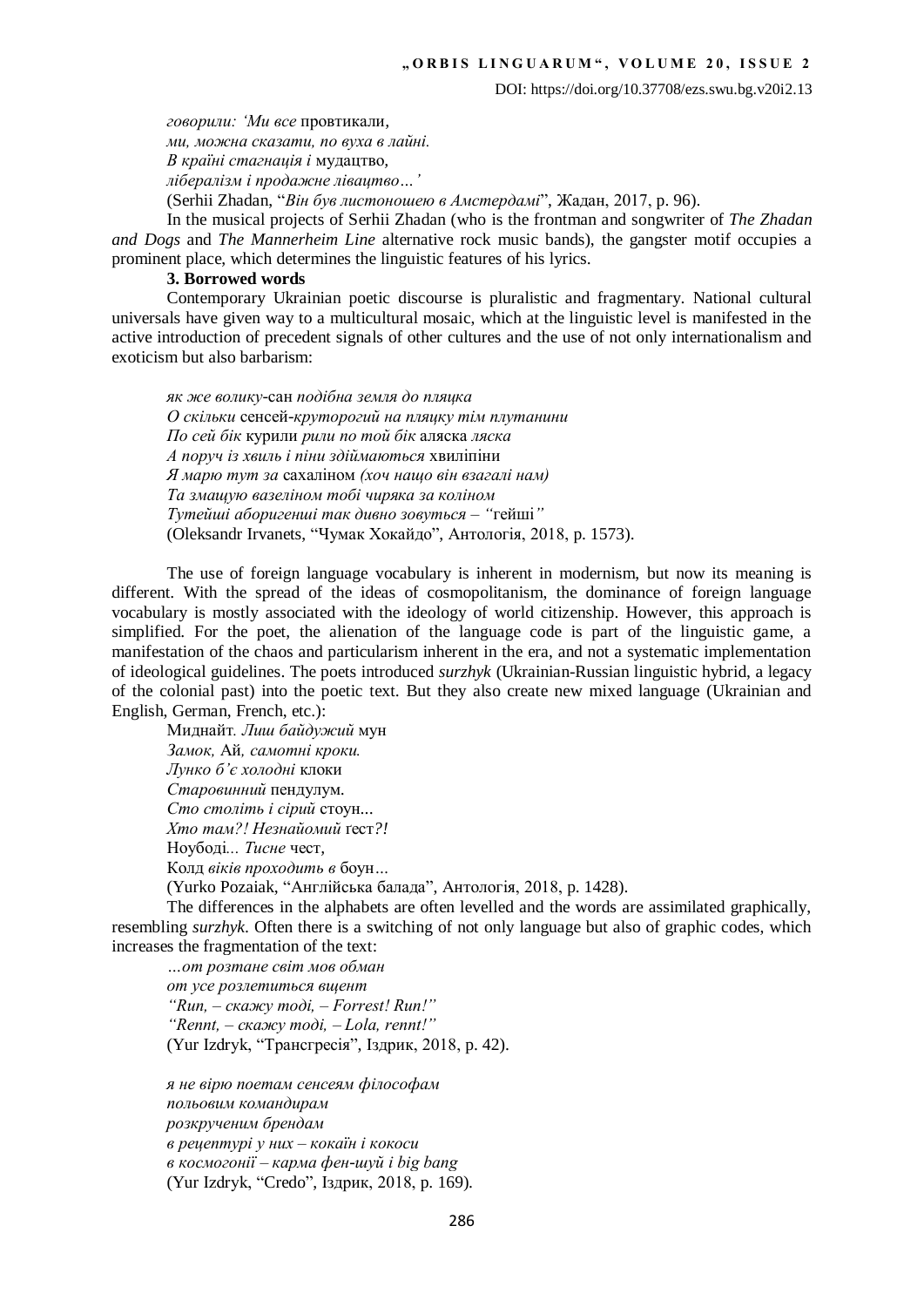*говорили: 'Ми все* провтикали,
*ми, можна сказати, по вуха в лайні.*
*В країні стагнація і* мудацтво,
*лібералізм і продажне лівацтво…'*
(Serhii Zhadan, "*Він був листоношею в Амстердамі*", Жадан, 2017, p. 96).

In the musical projects of Serhii Zhadan (who is the frontman and songwriter of *The Zhadan and Dogs* and *The Mannerheim Line* alternative rock music bands), the gangster motif occupies a prominent place, which determines the linguistic features of his lyrics.

**3. Borrowed words**

Contemporary Ukrainian poetic discourse is pluralistic and fragmentary. National cultural universals have given way to a multicultural mosaic, which at the linguistic level is manifested in the active introduction of precedent signals of other cultures and the use of not only internationalism and exoticism but also barbarism:

*як же волику-*сан *подібна земля до пляцка*
*О скільки* сенсей*-круторогий на пляцку тім плутанини*
*По сей бік* курили *рили по той бік* аляска *ляска*
*А поруч із хвиль і піни здіймаються* хвиліпіни
*Я марю тут за* сахаліном *(хоч нащо він взагалі нам)*
*Та змащую вазеліном тобі чиряка за коліном*
*Тутейші аборигенші так дивно зовуться – "*гейші*"*
(Oleksandr Irvanets, "Чумак Хокайдо", Антологія, 2018, p. 1573).

The use of foreign language vocabulary is inherent in modernism, but now its meaning is different. With the spread of the ideas of cosmopolitanism, the dominance of foreign language vocabulary is mostly associated with the ideology of world citizenship. However, this approach is simplified. For the poet, the alienation of the language code is part of the linguistic game, a manifestation of the chaos and particularism inherent in the era, and not a systematic implementation of ideological guidelines. The poets introduced *surzhyk* (Ukrainian-Russian linguistic hybrid, a legacy of the colonial past) into the poetic text. But they also create new mixed language (Ukrainian and English, German, French, etc.):

Миднайт. *Лиш байдужий* мун
*Замок,* Ай*, самотні кроки.*
*Лунко б'є холодні* клоки
*Старовинний* пендулум.
*Сто століть і сірий* стоун...
*Хто там?! Незнайомий* ґест*?!*
Ноубоді*... Тисне* чест,
Колд *віків проходить в* боун*…*
(Yurko Pozaiak, "Англійська балада", Антологія, 2018, p. 1428).

The differences in the alphabets are often levelled and the words are assimilated graphically, resembling *surzhyk*. Often there is a switching of not only language but also of graphic codes, which increases the fragmentation of the text:

*…от розтане світ мов обман*
*от усе розлетиться вщент*
*"Run, – скажу тоді, – Forrest! Run!"*
*"Rennt, – скажу тоді, – Lola, rennt!"*
(Yur Izdryk, "Трансгресія", Іздрик, 2018, p. 42).

*я не вірю поетам сенсеям філософам*
*польовим командирам*
*розкрученим брендам*
*в рецептурі у них – кокаїн і кокоси*
*в космогонії – карма фен-шуй і big bang*
(Yur Izdryk, "Credo", Іздрик, 2018, p. 169).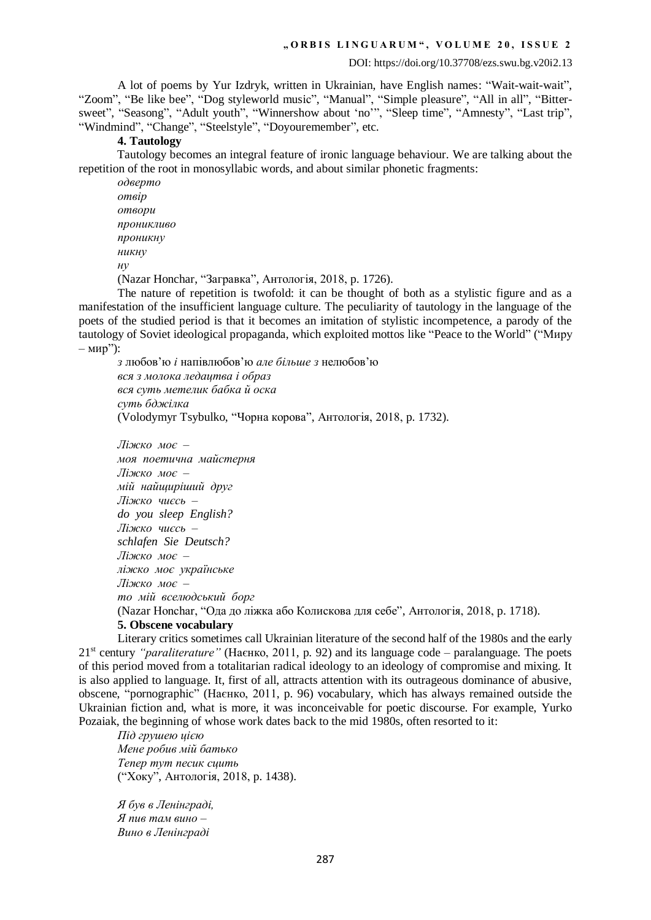A lot of poems by Yur Izdryk, written in Ukrainian, have English names: "Wait-wait-wait", "Zoom", "Be like bee", "Dog styleworld music", "Manual", "Simple pleasure", "All in all", "Bitter-sweet", "Seasong", "Adult youth", "Winnershow about 'no'", "Sleep time", "Amnesty", "Last trip", "Windmind", "Change", "Steelstyle", "Doyouremember", etc.

**4. Tautology**

Tautology becomes an integral feature of ironic language behaviour. We are talking about the repetition of the root in monosyllabic words, and about similar phonetic fragments:

*одверто*
*отвір*
*отвори*
*проникливо*
*проникну*
*никну*
*ну*
(Nazar Honchar, "Загравка", Антологія, 2018, p. 1726).

The nature of repetition is twofold: it can be thought of both as a stylistic figure and as a manifestation of the insufficient language culture. The peculiarity of tautology in the language of the poets of the studied period is that it becomes an imitation of stylistic incompetence, a parody of the tautology of Soviet ideological propaganda, which exploited mottos like "Peace to the World" ("Миру – мир"):

*з* любов'ю *і* напівлюбов'ю *але більше з* нелюбов'ю
*вся з молока ледацтва і образ*
*вся суть метелик бабка й оска*
*суть бджілка*
(Volodymyr Tsybulko, "Чорна корова", Антологія, 2018, p. 1732).

*Ліжко моє –*
*моя поетична майстерня*
*Ліжко моє –*
*мій найщиріший друг*
*Ліжко чиєсь –*
*do you sleep English?*
*Ліжко чиєсь –*
*schlafen Sie Deutsch?*
*Ліжко моє –*
*ліжко моє українське*
*Ліжко моє –*
*то мій вселюдський борг*
(Nazar Honchar, "Ода до ліжка або Колискова для себе", Антологія, 2018, p. 1718).

**5. Obscene vocabulary**

Literary critics sometimes call Ukrainian literature of the second half of the 1980s and the early 21st century *"paraliterature"* (Наєнко, 2011, p. 92) and its language code – paralanguage. The poets of this period moved from a totalitarian radical ideology to an ideology of compromise and mixing. It is also applied to language. It, first of all, attracts attention with its outrageous dominance of abusive, obscene, "pornographic" (Наєнко, 2011, p. 96) vocabulary, which has always remained outside the Ukrainian fiction and, what is more, it was inconceivable for poetic discourse. For example, Yurko Pozaiak, the beginning of whose work dates back to the mid 1980s, often resorted to it:

*Під грушею цією*
*Мене робив мій батько*
*Тепер тут песик сцить*
("Хоку", Антологія, 2018, p. 1438).

*Я був в Ленінграді,*
*Я пив там вино –*
*Вино в Ленінграді*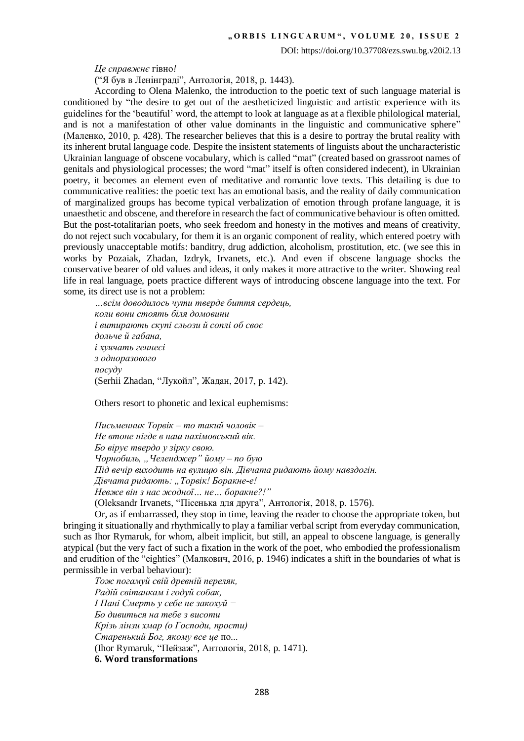*Це справжнє* гівно*!*

("Я був в Ленінграді", Антологія, 2018, p. 1443).

According to Olena Malenko, the introduction to the poetic text of such language material is conditioned by "the desire to get out of the aestheticized linguistic and artistic experience with its guidelines for the 'beautiful' word, the attempt to look at language as at a flexible philological material, and is not a manifestation of other value dominants in the linguistic and communicative sphere" (Маленко, 2010, p. 428). The researcher believes that this is a desire to portray the brutal reality with its inherent brutal language code. Despite the insistent statements of linguists about the uncharacteristic Ukrainian language of obscene vocabulary, which is called "mat" (created based on grassroot names of genitals and physiological processes; the word "mat" itself is often considered indecent), in Ukrainian poetry, it becomes an element even of meditative and romantic love texts. This detailing is due to communicative realities: the poetic text has an emotional basis, and the reality of daily communication of marginalized groups has become typical verbalization of emotion through profane language, it is unaesthetic and obscene, and therefore in research the fact of communicative behaviour is often omitted. But the post-totalitarian poets, who seek freedom and honesty in the motives and means of creativity, do not reject such vocabulary, for them it is an organic component of reality, which entered poetry with previously unacceptable motifs: banditry, drug addiction, alcoholism, prostitution, etc. (we see this in works by Pozaiak, Zhadan, Izdryk, Irvanets, etc.). And even if obscene language shocks the conservative bearer of old values and ideas, it only makes it more attractive to the writer. Showing real life in real language, poets practice different ways of introducing obscene language into the text. For some, its direct use is not a problem:

*…всім доводилось чути тверде биття сердець,*
*коли вони стоять біля домовини*
*і витирають скупі сльози й соплі об своє*
*дольче й габана,*
*і хуячать геннесі*
*з одноразового*
*посуду*
(Serhii Zhadan, "Лукойл", Жадан, 2017, p. 142).

Others resort to phonetic and lexical euphemisms:

*Письменник Торвік – то такий чоловік –*
*Не втоне нігде в наш нахімовський вік.*
*Бо вірує твердо у зірку свою.*
*Чорнобиль, „Челенджер" йому – по бую*
*Під вечір виходить на вулицю він. Дівчата ридають йому навздогін.*
*Дівчата ридають: „Торвік! Боракне-е!*
*Невже він з нас жодної… не… боракне?!"*
(Oleksandr Irvanets, "Пісенька для друга", Антологія, 2018, p. 1576).

Or, as if embarrassed, they stop in time, leaving the reader to choose the appropriate token, but bringing it situationally and rhythmically to play a familiar verbal script from everyday communication, such as Ihor Rymaruk, for whom, albeit implicit, but still, an appeal to obscene language, is generally atypical (but the very fact of such a fixation in the work of the poet, who embodied the professionalism and erudition of the "eighties" (Малкович, 2016, p. 1946) indicates a shift in the boundaries of what is permissible in verbal behaviour):

*Тож погамуй свій древній переляк,*
*Радій світанкам і годуй собак,*
*І Пані Смерть у себе не закохуй −*
*Бо дивиться на тебе з висоти*
*Крізь лінзи хмар (о Господи, прости)*
*Старенький Бог, якому все це* по...
(Ihor Rymaruk, "Пейзаж", Антологія, 2018, p. 1471).

**6. Word transformations**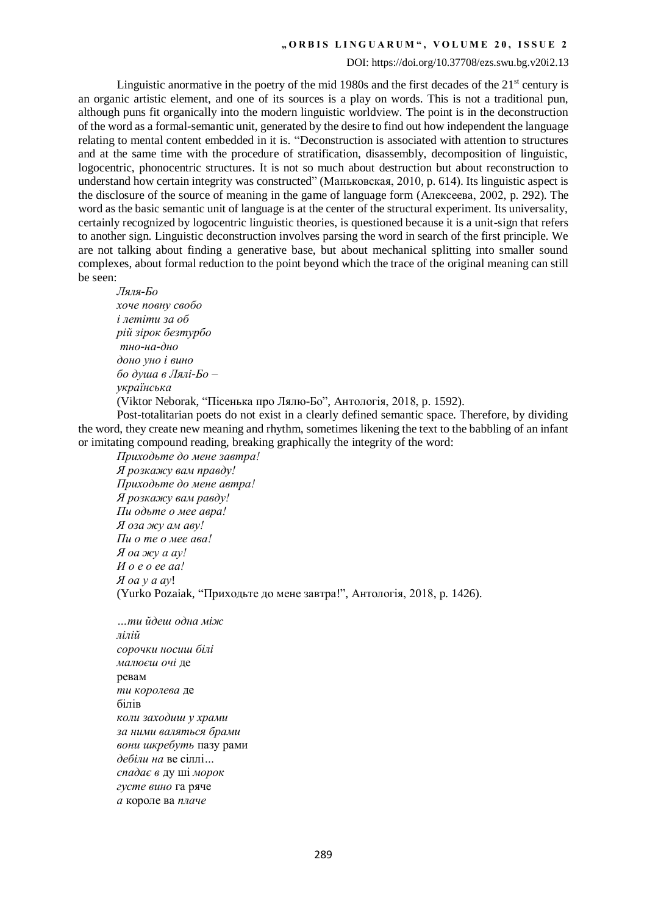Linguistic anormative in the poetry of the mid 1980s and the first decades of the 21st century is an organic artistic element, and one of its sources is a play on words. This is not a traditional pun, although puns fit organically into the modern linguistic worldview. The point is in the deconstruction of the word as a formal-semantic unit, generated by the desire to find out how independent the language relating to mental content embedded in it is. "Deconstruction is associated with attention to structures and at the same time with the procedure of stratification, disassembly, decomposition of linguistic, logocentric, phonocentric structures. It is not so much about destruction but about reconstruction to understand how certain integrity was constructed" (Маньковская, 2010, p. 614). Its linguistic aspect is the disclosure of the source of meaning in the game of language form (Алексеева, 2002, p. 292). The word as the basic semantic unit of language is at the center of the structural experiment. Its universality, certainly recognized by logocentric linguistic theories, is questioned because it is a unit-sign that refers to another sign. Linguistic deconstruction involves parsing the word in search of the first principle. We are not talking about finding a generative base, but about mechanical splitting into smaller sound complexes, about formal reduction to the point beyond which the trace of the original meaning can still be seen:

*Ляля-Бо*
*хоче повну свобо*
*і летіти за об*
*рій зірок безтурбо*
*тно-на-дно*
*доно уно і вино*
*бо душа в Лялі-Бо –*
*українська*
(Viktor Neborak, "Пісенька про Лялю-Бо", Антологія, 2018, p. 1592).

Post-totalitarian poets do not exist in a clearly defined semantic space. Therefore, by dividing the word, they create new meaning and rhythm, sometimes likening the text to the babbling of an infant or imitating compound reading, breaking graphically the integrity of the word:

*Приходьте до мене завтра!*
*Я розкажу вам правду!*
*Приходьте до мене автра!*
*Я розкажу вам равду!*
*Пи одьте о мее авра!*
*Я оза жу ам аву!*
*Пи о те о мее ава!*
*Я оа жу а ау!*
*И о е о ее аа!*
*Я оа у а ау*!
(Yurko Pozaiak, "Приходьте до мене завтра!", Антологія, 2018, p. 1426).

*…ти йдеш одна між*
*лілій*
*сорочки носиш білі*
*малюєш очі* де
ревам
*ти королева* де
білів
*коли заходиш у храми*
*за ними валяться брами*
*вони шкребуть* пазу рами
*дебіли на* ве сіллі...
*спадає в* ду ші *морок*
*густе вино* га ряче
*а* короле ва *плаче*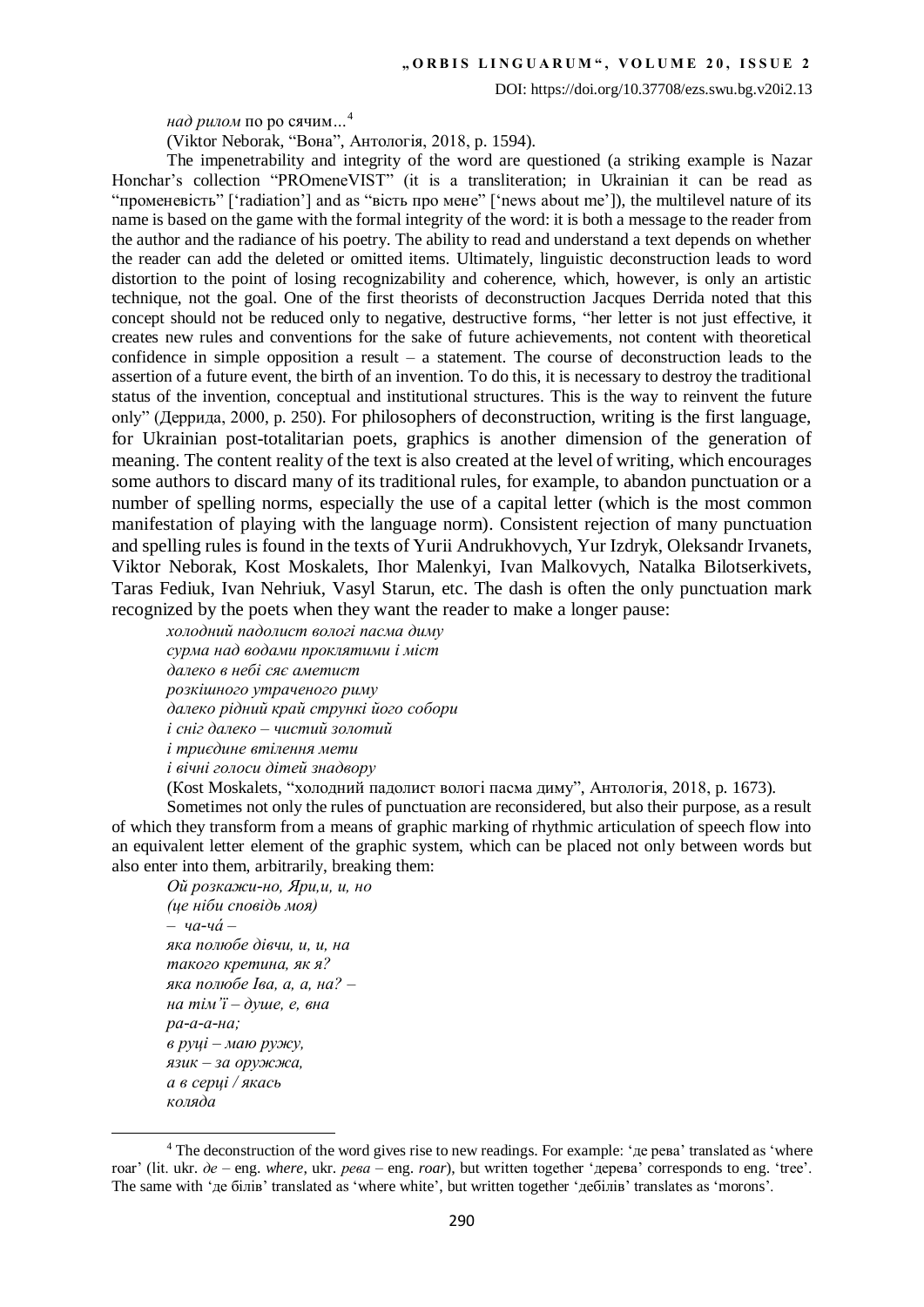*над рилом* по ро сячим...[4]

(Viktor Neborak, "Вона", Антологія, 2018, p. 1594).

The impenetrability and integrity of the word are questioned (a striking example is Nazar Honchar's collection "PROmeneVIST" (it is a transliteration; in Ukrainian it can be read as "променевість" ['radiation'] and as "вість про мене" ['news about me']), the multilevel nature of its name is based on the game with the formal integrity of the word: it is both a message to the reader from the author and the radiance of his poetry. The ability to read and understand a text depends on whether the reader can add the deleted or omitted items. Ultimately, linguistic deconstruction leads to word distortion to the point of losing recognizability and coherence, which, however, is only an artistic technique, not the goal. One of the first theorists of deconstruction Jacques Derrida noted that this concept should not be reduced only to negative, destructive forms, "her letter is not just effective, it creates new rules and conventions for the sake of future achievements, not content with theoretical confidence in simple opposition a result – a statement. The course of deconstruction leads to the assertion of a future event, the birth of an invention. To do this, it is necessary to destroy the traditional status of the invention, conceptual and institutional structures. This is the way to reinvent the future only" (Деррида, 2000, p. 250). For philosophers of deconstruction, writing is the first language, for Ukrainian post-totalitarian poets, graphics is another dimension of the generation of meaning. The content reality of the text is also created at the level of writing, which encourages some authors to discard many of its traditional rules, for example, to abandon punctuation or a number of spelling norms, especially the use of a capital letter (which is the most common manifestation of playing with the language norm). Consistent rejection of many punctuation and spelling rules is found in the texts of Yurii Andrukhovych, Yur Izdryk, Oleksandr Irvanets, Viktor Neborak, Kost Moskalets, Ihor Malenkyi, Ivan Malkovych, Natalka Bilotserkivets, Taras Fediuk, Ivan Nehriuk, Vasyl Starun, etc. The dash is often the only punctuation mark recognized by the poets when they want the reader to make a longer pause:

*холодний падолист вологі пасма диму*
*сурма над водами проклятими і міст*
*далеко в небі сяє аметист*
*розкішного утраченого риму*
*далеко рідний край стрункі його собори*
*і сніг далеко – чистий золотий*
*і триєдине втілення мети*
*і вічні голоси дітей знадвору*

(Kost Moskalets, "холодний падолист вологі пасма диму", Антологія, 2018, p. 1673).

Sometimes not only the rules of punctuation are reconsidered, but also their purpose, as a result of which they transform from a means of graphic marking of rhythmic articulation of speech flow into an equivalent letter element of the graphic system, which can be placed not only between words but also enter into them, arbitrarily, breaking them:

*Ой розкажи-но, Яри,и, и, но*
*(це ніби сповідь моя)*
*– ча-чá –*
*яка полюбе дівчи, и, и, на*
*такого кретина, як я?*
*яка полюбе Іва, а, а, на? –*
*на тім'ї – душе, е, вна*
*ра-а-а-на;*
*в руці – маю ружу,*
*язик – за оружжа,*
*а в серці / якась*
*коляда*

[4] The deconstruction of the word gives rise to new readings. For example: 'де рева' translated as 'where roar' (lit. ukr. *де* – eng. *where*, ukr. *рева* – eng. *roar*), but written together 'дерева' corresponds to eng. 'tree'. The same with 'де білів' translated as 'where white', but written together 'дебілів' translates as 'morons'.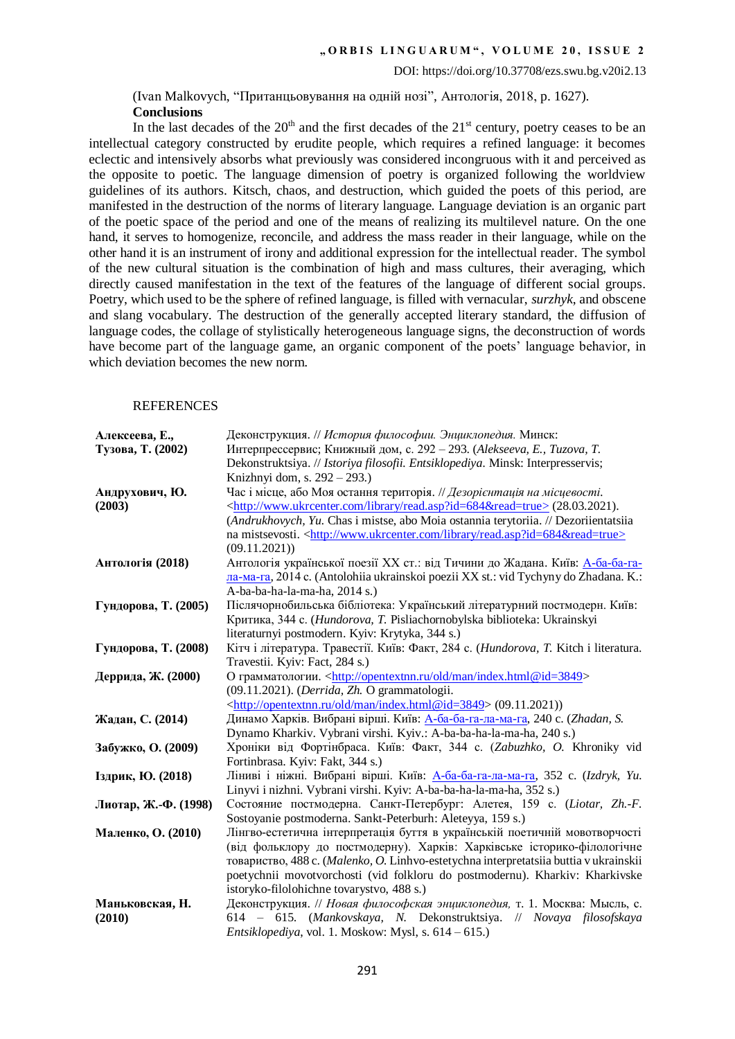(Ivan Malkovych, "Пританцьовування на одній нозі", Антологія, 2018, p. 1627).

## Conclusions

In the last decades of the 20th and the first decades of the 21st century, poetry ceases to be an intellectual category constructed by erudite people, which requires a refined language: it becomes eclectic and intensively absorbs what previously was considered incongruous with it and perceived as the opposite to poetic. The language dimension of poetry is organized following the worldview guidelines of its authors. Kitsch, chaos, and destruction, which guided the poets of this period, are manifested in the destruction of the norms of literary language. Language deviation is an organic part of the poetic space of the period and one of the means of realizing its multilevel nature. On the one hand, it serves to homogenize, reconcile, and address the mass reader in their language, while on the other hand it is an instrument of irony and additional expression for the intellectual reader. The symbol of the new cultural situation is the combination of high and mass cultures, their averaging, which directly caused manifestation in the text of the features of the language of different social groups. Poetry, which used to be the sphere of refined language, is filled with vernacular, *surzhyk*, and obscene and slang vocabulary. The destruction of the generally accepted literary standard, the diffusion of language codes, the collage of stylistically heterogeneous language signs, the deconstruction of words have become part of the language game, an organic component of the poets' language behavior, in which deviation becomes the new norm.

## REFERENCES

| | |
|---|---|
| **Алексеева, Е., Тузова, Т. (2002)** | Деконструкция. // *История философии. Энциклопедия.* Минск: Интерпрессервис; Книжный дом, с. 292 – 293. (*Alekseeva, E., Tuzova, T.* Dekonstruktsiya. // *Istoriya filosofii. Entsiklopediya*. Minsk: Interpresservis; Knizhnyi dom, s. 292 – 293.) |
| **Андрухович, Ю. (2003)** | Час і місце, або Моя остання територія. // *Дезорієнтація на місцевості.* <http://www.ukrcenter.com/library/read.asp?id=684&read=true> (28.03.2021). (*Andrukhovych, Yu.* Chas i mistse, abo Moia ostannia terytoriia. // Dezoriientatsiia na mistsevosti. <http://www.ukrcenter.com/library/read.asp?id=684&read=true> (09.11.2021)) |
| **Антологія (2018)** | Антологія української поезії XX ст.: від Тичини до Жадана. Київ: А-ба-ба-га-ла-ма-га, 2014 с. (Antolohiia ukrainskoi poezii XX st.: vid Tychyny do Zhadana. K.: A-ba-ba-ha-la-ma-ha, 2014 s.) |
| **Гундорова, Т. (2005)** | Післячорнобильська бібліотека: Український літературний постмодерн. Київ: Критика, 344 с. (*Hundorova, T.* Pisliachornobylska biblioteka: Ukrainskyi literaturnyi postmodern. Kyiv: Krytyka, 344 s.) |
| **Гундорова, Т. (2008)** | Кітч і література. Травестії. Київ: Факт, 284 с. (*Hundorova, T.* Kitch i literatura. Travestii. Kyiv: Fact, 284 s.) |
| **Деррида, Ж. (2000)** | О грамматологии. <http://opentextnn.ru/old/man/index.html@id=3849> (09.11.2021). (*Derrida, Zh.* O grammatologii. <http://opentextnn.ru/old/man/index.html@id=3849> (09.11.2021)) |
| **Жадан, С. (2014)** | Динамо Харків. Вибрані вірші. Київ: А-ба-ба-га-ла-ма-га, 240 с. (*Zhadan, S.* Dynamo Kharkiv. Vybrani virshi. Kyiv.: A-ba-ba-ha-la-ma-ha, 240 s.) |
| **Забужко, О. (2009)** | Хроніки від Фортінбраса. Київ: Факт, 344 с. (*Zabuzhko, O.* Khroniky vid Fortinbrasa. Kyiv: Fakt, 344 s.) |
| **Іздрик, Ю. (2018)** | Ліниві і ніжні. Вибрані вірші. Київ: А-ба-ба-га-ла-ма-га, 352 с. (*Izdryk, Yu.* Linyvi i nizhni. Vybrani virshi. Kyiv: A-ba-ba-ha-la-ma-ha, 352 s.) |
| **Лиотар, Ж.-Ф. (1998)** | Состояние постмодерна. Санкт-Петербург: Алетея, 159 с. (*Liotar, Zh.-F.* Sostoyanie postmoderna. Sankt-Peterburh: Aleteyya, 159 s.) |
| **Маленко, О. (2010)** | Лінгво-естетична інтерпретація буття в українській поетичній мовотворчості (від фольклору до постмодерну). Харків: Харківське історико-філологічне товариство, 488 с. (*Malenko, O.* Linhvo-estetychna interpretatsiia buttia v ukrainskii poetychnii movotvorchosti (vid folkloru do postmodernu). Kharkiv: Kharkivske istoryko-filolohichne tovarystvo, 488 s.) |
| **Маньковская, Н. (2010)** | Деконструкция. // *Новая философская энциклопедия,* т. 1. Москва: Мысль, с. 614 – 615. (*Mankovskaya, N.* Dekonstruktsiya. // *Novaya filosofskaya Entsiklopediya*, vol. 1. Moskow: Mysl, s. 614 – 615.) |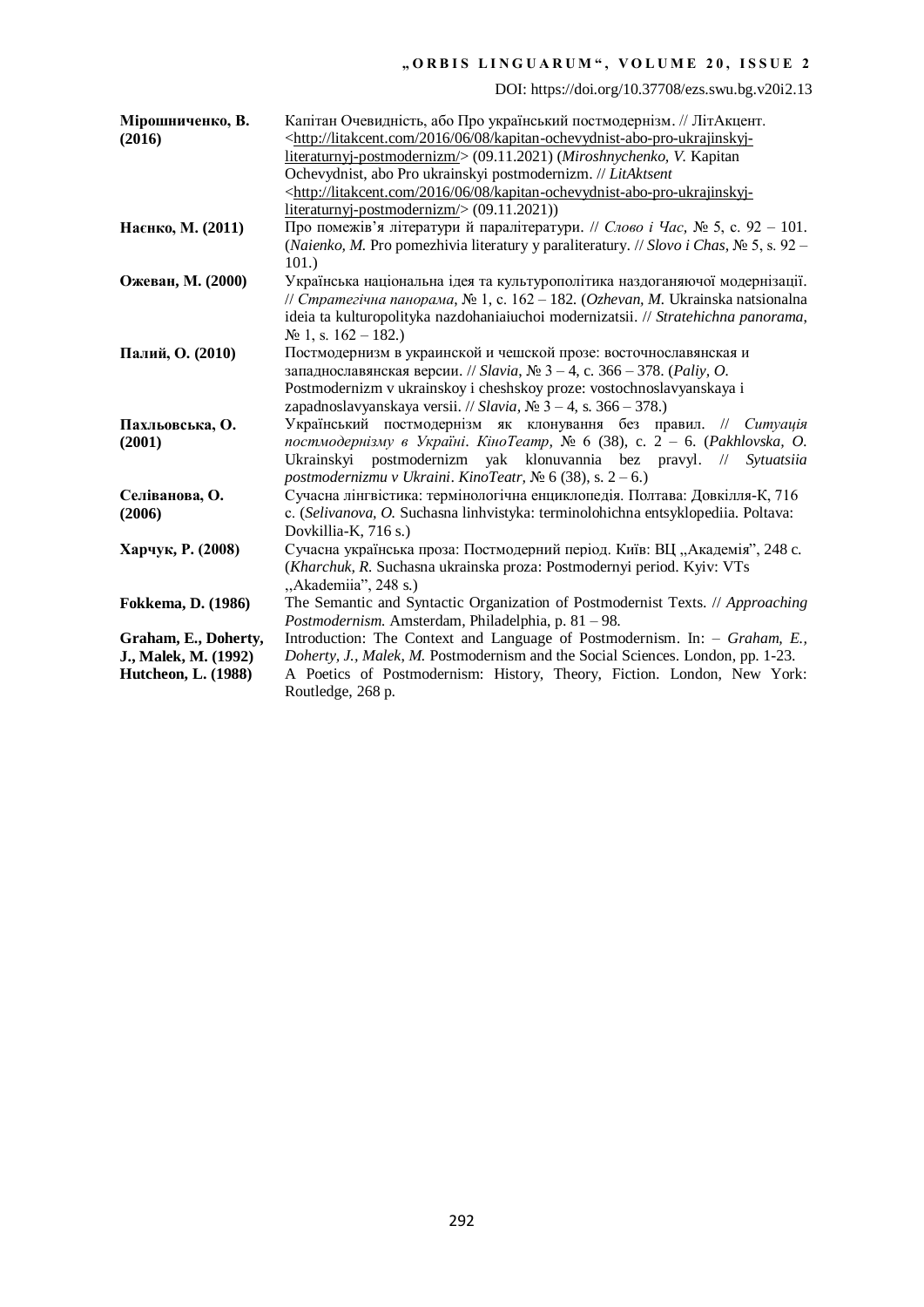**Мірошниченко, В. (2016)** Капітан Очевидність, або Про український постмодернізм. // ЛітАкцент. <http://litakcent.com/2016/06/08/kapitan-ochevydnist-abo-pro-ukrajinskyj-literaturnyj-postmodernizm/> (09.11.2021) (*Miroshnychenko, V.* Kapitan Ochevydnist, abo Pro ukrainskyi postmodernizm. // *LitAktsent* <http://litakcent.com/2016/06/08/kapitan-ochevydnist-abo-pro-ukrajinskyj-literaturnyj-postmodernizm/> (09.11.2021))

**Наєнко, М. (2011)** Про помежів'я літератури й паралітератури. // *Слово і Час*, № 5, с. 92 – 101. (*Naienko, M.* Pro pomezhivia literatury y paraliteratury. // *Slovo i Chas*, № 5, s. 92 – 101.)

**Ожеван, М. (2000)** Українська національна ідея та культурополітика наздоганяючої модернізації. // *Стратегічна панорама*, № 1, с. 162 – 182. (*Ozhevan, M.* Ukrainska natsionalna ideia ta kulturopolityka nazdohaniaiuchoi modernizatsii. // *Stratehichna panorama*, № 1, s. 162 – 182.)

**Палий, О. (2010)** Постмодернизм в украинской и чешской прозе: восточнославянская и западнославянская версии. // *Slavia*, № 3 – 4, с. 366 – 378. (*Paliy, O.* Postmodernizm v ukrainskoy i cheshskoy proze: vostochnoslavyanskaya i zapadnoslavyanskaya versii. // *Slavia*, № 3 – 4, s. 366 – 378.)

**Пахльовська, О. (2001)** Український постмодернізм як клонування без правил. // *Ситуація постмодернізму в Україні*. *КіноТеатр*, № 6 (38), с. 2 – 6. (*Pakhlovska, O.* Ukrainskyi postmodernizm yak klonuvannia bez pravyl. // *Sytuatsiia postmodernizmu v Ukraini*. *KinoTeatr*, № 6 (38), s. 2 – 6.)

**Селіванова, О. (2006)** Сучасна лінгвістика: термінологічна енциклопедія. Полтава: Довкілля-К, 716 с. (*Selivanova, O.* Suchasna linhvistyka: terminolohichna entsyklopediia. Poltava: Dovkillia-K, 716 s.)

**Харчук, Р. (2008)** Сучасна українська проза: Постмодерний період. Київ: ВЦ „Академія", 248 с. (*Kharchuk, R.* Suchasna ukrainska proza: Postmodernyi period. Kyiv: VTs ,,Akademiia", 248 s.)

**Fokkema, D. (1986)** The Semantic and Syntactic Organization of Postmodernist Texts. // *Approaching Postmodernism.* Amsterdam, Philadelphia, p. 81 – 98.

**Graham, E., Doherty, J., Malek, M. (1992)** Introduction: The Context and Language of Postmodernism. In: – *Graham, E., Doherty, J., Malek, M.* Postmodernism and the Social Sciences. London, pp. 1-23.

**Hutcheon, L. (1988)** A Poetics of Postmodernism: History, Theory, Fiction. London, New York: Routledge, 268 p.